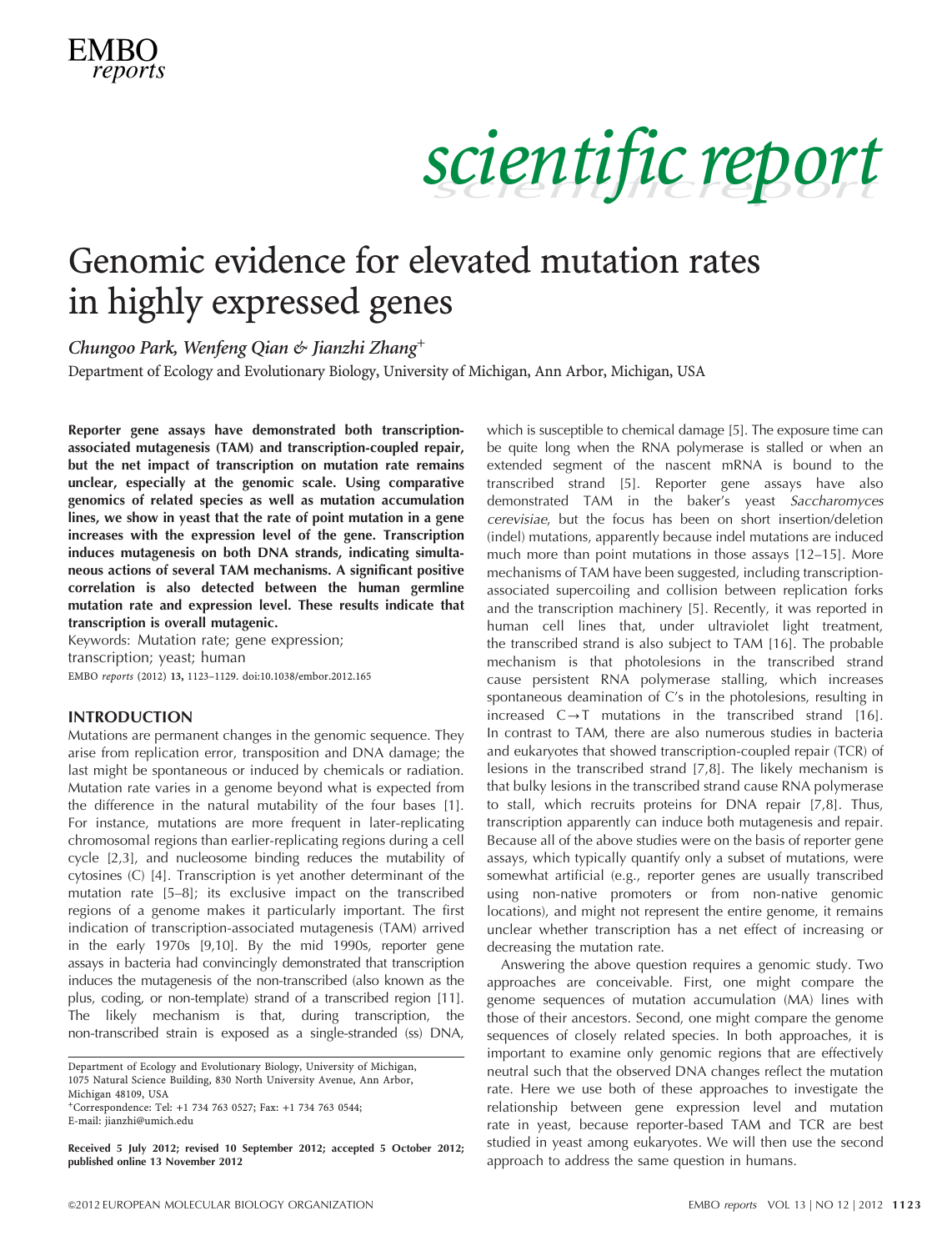# Genomic evidence for elevated mutation rates in highly expressed genes

*Chungoo Park, Wenfeng Qian & Jianzhi Zhang*[+]

Department of Ecology and Evolutionary Biology, University of Michigan, Ann Arbor, Michigan, USA

**Reporter gene assays have demonstrated both transcription-associated mutagenesis (TAM) and transcription-coupled repair, but the net impact of transcription on mutation rate remains unclear, especially at the genomic scale. Using comparative genomics of related species as well as mutation accumulation lines, we show in yeast that the rate of point mutation in a gene increases with the expression level of the gene. Transcription induces mutagenesis on both DNA strands, indicating simultaneous actions of several TAM mechanisms. A significant positive correlation is also detected between the human germline mutation rate and expression level. These results indicate that transcription is overall mutagenic.**

Keywords: Mutation rate; gene expression; transcription; yeast; human

EMBO *reports* (2012) **13**, 1123–1129. doi:10.1038/embor.2012.165

## INTRODUCTION

Mutations are permanent changes in the genomic sequence. They arise from replication error, transposition and DNA damage; the last might be spontaneous or induced by chemicals or radiation. Mutation rate varies in a genome beyond what is expected from the difference in the natural mutability of the four bases [1]. For instance, mutations are more frequent in later-replicating chromosomal regions than earlier-replicating regions during a cell cycle [2,3], and nucleosome binding reduces the mutability of cytosines (C) [4]. Transcription is yet another determinant of the mutation rate [5–8]; its exclusive impact on the transcribed regions of a genome makes it particularly important. The first indication of transcription-associated mutagenesis (TAM) arrived in the early 1970s [9,10]. By the mid 1990s, reporter gene assays in bacteria had convincingly demonstrated that transcription induces the mutagenesis of the non-transcribed (also known as the plus, coding, or non-template) strand of a transcribed region [11]. The likely mechanism is that, during transcription, the non-transcribed strain is exposed as a single-stranded (ss) DNA, which is susceptible to chemical damage [5]. The exposure time can be quite long when the RNA polymerase is stalled or when an extended segment of the nascent mRNA is bound to the transcribed strand [5]. Reporter gene assays have also demonstrated TAM in the baker's yeast *Saccharomyces cerevisiae*, but the focus has been on short insertion/deletion (indel) mutations, apparently because indel mutations are induced much more than point mutations in those assays [12–15]. More mechanisms of TAM have been suggested, including transcription-associated supercoiling and collision between replication forks and the transcription machinery [5]. Recently, it was reported in human cell lines that, under ultraviolet light treatment, the transcribed strand is also subject to TAM [16]. The probable mechanism is that photolesions in the transcribed strand cause persistent RNA polymerase stalling, which increases spontaneous deamination of C's in the photolesions, resulting in increased C→T mutations in the transcribed strand [16]. In contrast to TAM, there are also numerous studies in bacteria and eukaryotes that showed transcription-coupled repair (TCR) of lesions in the transcribed strand [7,8]. The likely mechanism is that bulky lesions in the transcribed strand cause RNA polymerase to stall, which recruits proteins for DNA repair [7,8]. Thus, transcription apparently can induce both mutagenesis and repair. Because all of the above studies were on the basis of reporter gene assays, which typically quantify only a subset of mutations, were somewhat artificial (e.g., reporter genes are usually transcribed using non-native promoters or from non-native genomic locations), and might not represent the entire genome, it remains unclear whether transcription has a net effect of increasing or decreasing the mutation rate.

Answering the above question requires a genomic study. Two approaches are conceivable. First, one might compare the genome sequences of mutation accumulation (MA) lines with those of their ancestors. Second, one might compare the genome sequences of closely related species. In both approaches, it is important to examine only genomic regions that are effectively neutral such that the observed DNA changes reflect the mutation rate. Here we use both of these approaches to investigate the relationship between gene expression level and mutation rate in yeast, because reporter-based TAM and TCR are best studied in yeast among eukaryotes. We will then use the second approach to address the same question in humans.

Department of Ecology and Evolutionary Biology, University of Michigan, 1075 Natural Science Building, 830 North University Avenue, Ann Arbor, Michigan 48109, USA

[+]Correspondence: Tel: +1 734 763 0527; Fax: +1 734 763 0544; E-mail: jianzhi@umich.edu

**Received 5 July 2012; revised 10 September 2012; accepted 5 October 2012; published online 13 November 2012**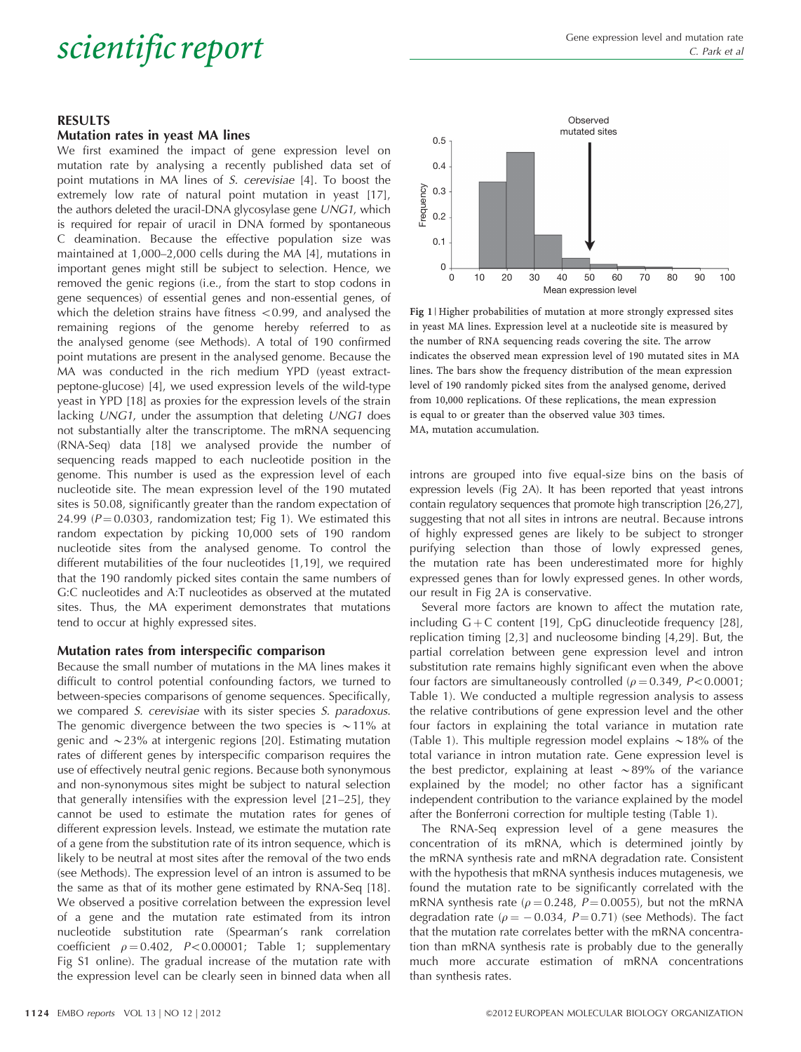## RESULTS

### Mutation rates in yeast MA lines

We first examined the impact of gene expression level on mutation rate by analysing a recently published data set of point mutations in MA lines of *S. cerevisiae* [4]. To boost the extremely low rate of natural point mutation in yeast [17], the authors deleted the uracil-DNA glycosylase gene *UNG1*, which is required for repair of uracil in DNA formed by spontaneous C deamination. Because the effective population size was maintained at 1,000–2,000 cells during the MA [4], mutations in important genes might still be subject to selection. Hence, we removed the genic regions (i.e., from the start to stop codons in gene sequences) of essential genes and non-essential genes, of which the deletion strains have fitness <0.99, and analysed the remaining regions of the genome hereby referred to as the analysed genome (see Methods). A total of 190 confirmed point mutations are present in the analysed genome. Because the MA was conducted in the rich medium YPD (yeast extract-peptone-glucose) [4], we used expression levels of the wild-type yeast in YPD [18] as proxies for the expression levels of the strain lacking *UNG1*, under the assumption that deleting *UNG1* does not substantially alter the transcriptome. The mRNA sequencing (RNA-Seq) data [18] we analysed provide the number of sequencing reads mapped to each nucleotide position in the genome. This number is used as the expression level of each nucleotide site. The mean expression level of the 190 mutated sites is 50.08, significantly greater than the random expectation of 24.99 ($P = 0.0303$, randomization test; Fig 1). We estimated this random expectation by picking 10,000 sets of 190 random nucleotide sites from the analysed genome. To control the different mutabilities of the four nucleotides [1,19], we required that the 190 randomly picked sites contain the same numbers of G:C nucleotides and A:T nucleotides as observed at the mutated sites. Thus, the MA experiment demonstrates that mutations tend to occur at highly expressed sites.

Fig 1 | Higher probabilities of mutation at more strongly expressed sites in yeast MA lines. Expression level at a nucleotide site is measured by the number of RNA sequencing reads covering the site. The arrow indicates the observed mean expression level of 190 mutated sites in MA lines. The bars show the frequency distribution of the mean expression level of 190 randomly picked sites from the analysed genome, derived from 10,000 replications. Of these replications, the mean expression is equal to or greater than the observed value 303 times. MA, mutation accumulation.

### Mutation rates from interspecific comparison

Because the small number of mutations in the MA lines makes it difficult to control potential confounding factors, we turned to between-species comparisons of genome sequences. Specifically, we compared *S. cerevisiae* with its sister species *S. paradoxus*. The genomic divergence between the two species is ~11% at genic and ~23% at intergenic regions [20]. Estimating mutation rates of different genes by interspecific comparison requires the use of effectively neutral genic regions. Because both synonymous and non-synonymous sites might be subject to natural selection that generally intensifies with the expression level [21–25], they cannot be used to estimate the mutation rates for genes of different expression levels. Instead, we estimate the mutation rate of a gene from the substitution rate of its intron sequence, which is likely to be neutral at most sites after the removal of the two ends (see Methods). The expression level of an intron is assumed to be the same as that of its mother gene estimated by RNA-Seq [18]. We observed a positive correlation between the expression level of a gene and the mutation rate estimated from its intron nucleotide substitution rate (Spearman's rank correlation coefficient $\rho = 0.402$, $P < 0.00001$; Table 1; supplementary Fig S1 online). The gradual increase of the mutation rate with the expression level can be clearly seen in binned data when all introns are grouped into five equal-size bins on the basis of expression levels (Fig 2A). It has been reported that yeast introns contain regulatory sequences that promote high transcription [26,27], suggesting that not all sites in introns are neutral. Because introns of highly expressed genes are likely to be subject to stronger purifying selection than those of lowly expressed genes, the mutation rate has been underestimated more for highly expressed genes than for lowly expressed genes. In other words, our result in Fig 2A is conservative.

Several more factors are known to affect the mutation rate, including G+C content [19], CpG dinucleotide frequency [28], replication timing [2,3] and nucleosome binding [4,29]. But, the partial correlation between gene expression level and intron substitution rate remains highly significant even when the above four factors are simultaneously controlled ($\rho = 0.349$, $P < 0.0001$; Table 1). We conducted a multiple regression analysis to assess the relative contributions of gene expression level and the other four factors in explaining the total variance in mutation rate (Table 1). This multiple regression model explains ~18% of the total variance in intron mutation rate. Gene expression level is the best predictor, explaining at least ~89% of the variance explained by the model; no other factor has a significant independent contribution to the variance explained by the model after the Bonferroni correction for multiple testing (Table 1).

The RNA-Seq expression level of a gene measures the concentration of its mRNA, which is determined jointly by the mRNA synthesis rate and mRNA degradation rate. Consistent with the hypothesis that mRNA synthesis induces mutagenesis, we found the mutation rate to be significantly correlated with the mRNA synthesis rate ($\rho = 0.248$, $P = 0.0055$), but not the mRNA degradation rate ($\rho = -0.034$, $P = 0.71$) (see Methods). The fact that the mutation rate correlates better with the mRNA concentration than mRNA synthesis rate is probably due to the generally much more accurate estimation of mRNA concentrations than synthesis rates.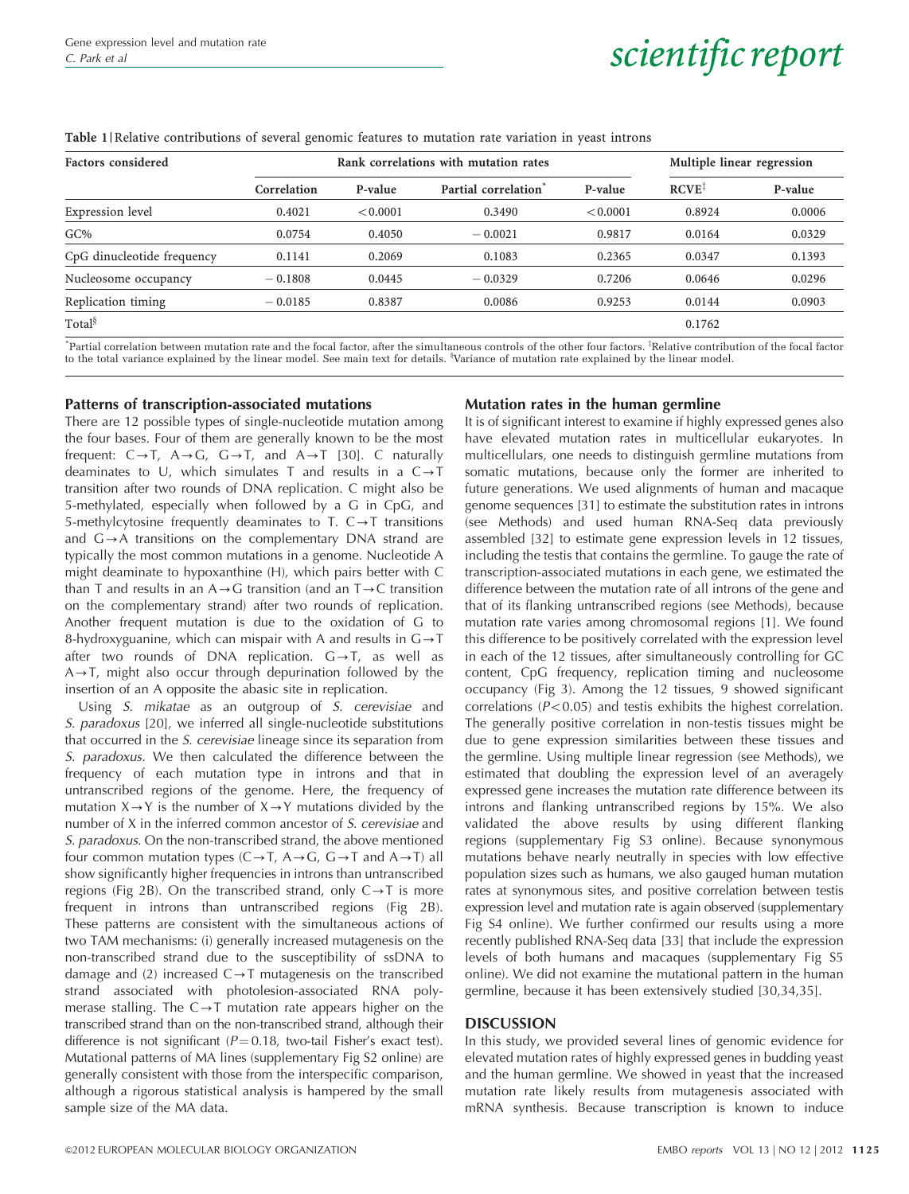**Table 1** | Relative contributions of several genomic features to mutation rate variation in yeast introns

| Factors considered | Rank correlations with mutation rates | | | | Multiple linear regression | |
|---|---|---|---|---|---|---|
| | Correlation | P-value | Partial correlation* | P-value | RCVE‡ | P-value |
| Expression level | 0.4021 | < 0.0001 | 0.3490 | < 0.0001 | 0.8924 | 0.0006 |
| GC% | 0.0754 | 0.4050 | −0.0021 | 0.9817 | 0.0164 | 0.0329 |
| CpG dinucleotide frequency | 0.1141 | 0.2069 | 0.1083 | 0.2365 | 0.0347 | 0.1393 |
| Nucleosome occupancy | −0.1808 | 0.0445 | −0.0329 | 0.7206 | 0.0646 | 0.0296 |
| Replication timing | −0.0185 | 0.8387 | 0.0086 | 0.9253 | 0.0144 | 0.0903 |
| Total§ | | | | | 0.1762 | |

*Partial correlation between mutation rate and the focal factor, after the simultaneous controls of the other four factors. ‡Relative contribution of the focal factor to the total variance explained by the linear model. See main text for details. §Variance of mutation rate explained by the linear model.

### Patterns of transcription-associated mutations

There are 12 possible types of single-nucleotide mutation among the four bases. Four of them are generally known to be the most frequent: C→T, A→G, G→T, and A→T [30]. C naturally deaminates to U, which simulates T and results in a C→T transition after two rounds of DNA replication. C might also be 5-methylated, especially when followed by a G in CpG, and 5-methylcytosine frequently deaminates to T. C→T transitions and G→A transitions on the complementary DNA strand are typically the most common mutations in a genome. Nucleotide A might deaminate to hypoxanthine (H), which pairs better with C than T and results in an A→G transition (and an T→C transition on the complementary strand) after two rounds of replication. Another frequent mutation is due to the oxidation of G to 8-hydroxyguanine, which can mispair with A and results in G→T after two rounds of DNA replication. G→T, as well as A→T, might also occur through depurination followed by the insertion of an A opposite the abasic site in replication.

Using *S. mikatae* as an outgroup of *S. cerevisiae* and *S. paradoxus* [20], we inferred all single-nucleotide substitutions that occurred in the *S. cerevisiae* lineage since its separation from *S. paradoxus*. We then calculated the difference between the frequency of each mutation type in introns and that in untranscribed regions of the genome. Here, the frequency of mutation X→Y is the number of X→Y mutations divided by the number of X in the inferred common ancestor of *S. cerevisiae* and *S. paradoxus*. On the non-transcribed strand, the above mentioned four common mutation types (C→T, A→G, G→T and A→T) all show significantly higher frequencies in introns than untranscribed regions (Fig 2B). On the transcribed strand, only C→T is more frequent in introns than untranscribed regions (Fig 2B). These patterns are consistent with the simultaneous actions of two TAM mechanisms: (i) generally increased mutagenesis on the non-transcribed strand due to the susceptibility of ssDNA to damage and (2) increased C→T mutagenesis on the transcribed strand associated with photolesion-associated RNA polymerase stalling. The C→T mutation rate appears higher on the transcribed strand than on the non-transcribed strand, although their difference is not significant ($P = 0.18$, two-tail Fisher's exact test). Mutational patterns of MA lines (supplementary Fig S2 online) are generally consistent with those from the interspecific comparison, although a rigorous statistical analysis is hampered by the small sample size of the MA data.

### Mutation rates in the human germline

It is of significant interest to examine if highly expressed genes also have elevated mutation rates in multicellular eukaryotes. In multicellulars, one needs to distinguish germline mutations from somatic mutations, because only the former are inherited to future generations. We used alignments of human and macaque genome sequences [31] to estimate the substitution rates in introns (see Methods) and used human RNA-Seq data previously assembled [32] to estimate gene expression levels in 12 tissues, including the testis that contains the germline. To gauge the rate of transcription-associated mutations in each gene, we estimated the difference between the mutation rate of all introns of the gene and that of its flanking untranscribed regions (see Methods), because mutation rate varies among chromosomal regions [1]. We found this difference to be positively correlated with the expression level in each of the 12 tissues, after simultaneously controlling for GC content, CpG frequency, replication timing and nucleosome occupancy (Fig 3). Among the 12 tissues, 9 showed significant correlations ($P < 0.05$) and testis exhibits the highest correlation. The generally positive correlation in non-testis tissues might be due to gene expression similarities between these tissues and the germline. Using multiple linear regression (see Methods), we estimated that doubling the expression level of an averagely expressed gene increases the mutation rate difference between its introns and flanking untranscribed regions by 15%. We also validated the above results by using different flanking regions (supplementary Fig S3 online). Because synonymous mutations behave nearly neutrally in species with low effective population sizes such as humans, we also gauged human mutation rates at synonymous sites, and positive correlation between testis expression level and mutation rate is again observed (supplementary Fig S4 online). We further confirmed our results using a more recently published RNA-Seq data [33] that include the expression levels of both humans and macaques (supplementary Fig S5 online). We did not examine the mutational pattern in the human germline, because it has been extensively studied [30,34,35].

## DISCUSSION

In this study, we provided several lines of genomic evidence for elevated mutation rates of highly expressed genes in budding yeast and the human germline. We showed in yeast that the increased mutation rate likely results from mutagenesis associated with mRNA synthesis. Because transcription is known to induce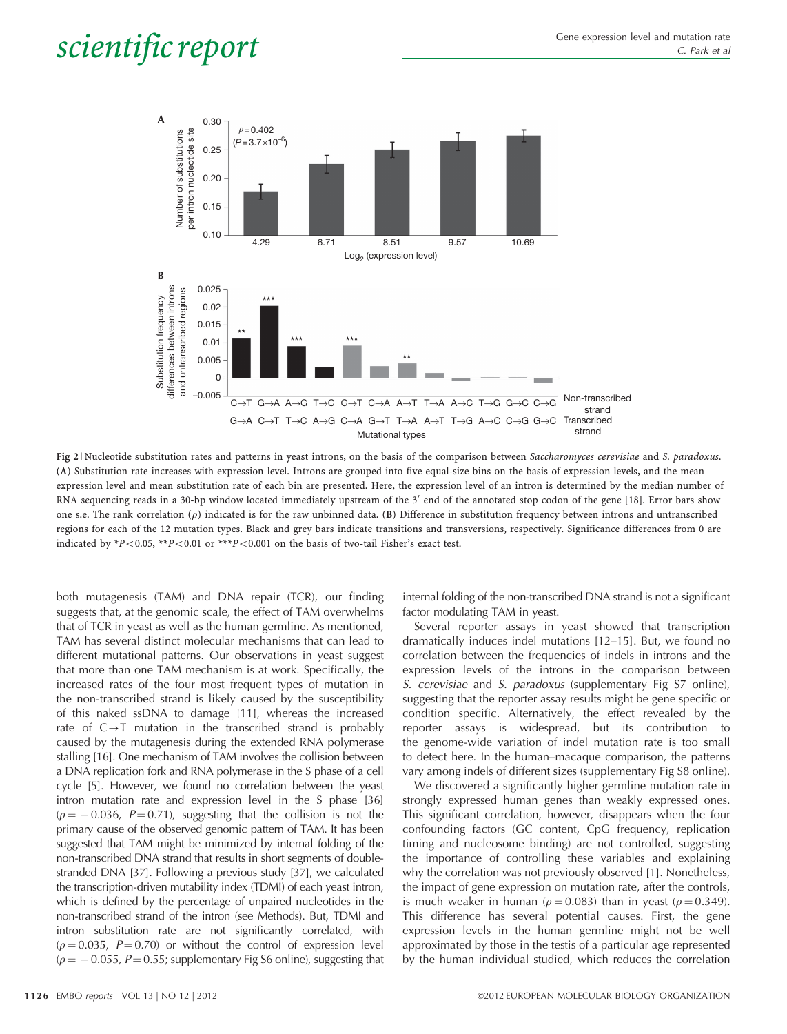Fig 2 | Nucleotide substitution rates and patterns in yeast introns, on the basis of the comparison between *Saccharomyces cerevisiae* and *S. paradoxus*. (**A**) Substitution rate increases with expression level. Introns are grouped into five equal-size bins on the basis of expression levels, and the mean expression level and mean substitution rate of each bin are presented. Here, the expression level of an intron is determined by the median number of RNA sequencing reads in a 30-bp window located immediately upstream of the 3′ end of the annotated stop codon of the gene [18]. Error bars show one s.e. The rank correlation ($\rho$) indicated is for the raw unbinned data. (**B**) Difference in substitution frequency between introns and untranscribed regions for each of the 12 mutation types. Black and grey bars indicate transitions and transversions, respectively. Significance differences from 0 are indicated by $*P<0.05$, $**P<0.01$ or $***P<0.001$ on the basis of two-tail Fisher's exact test.

both mutagenesis (TAM) and DNA repair (TCR), our finding suggests that, at the genomic scale, the effect of TAM overwhelms that of TCR in yeast as well as the human germline. As mentioned, TAM has several distinct molecular mechanisms that can lead to different mutational patterns. Our observations in yeast suggest that more than one TAM mechanism is at work. Specifically, the increased rates of the four most frequent types of mutation in the non-transcribed strand is likely caused by the susceptibility of this naked ssDNA to damage [11], whereas the increased rate of C→T mutation in the transcribed strand is probably caused by the mutagenesis during the extended RNA polymerase stalling [16]. One mechanism of TAM involves the collision between a DNA replication fork and RNA polymerase in the S phase of a cell cycle [5]. However, we found no correlation between the yeast intron mutation rate and expression level in the S phase [36] ($\rho = -0.036$, $P = 0.71$), suggesting that the collision is not the primary cause of the observed genomic pattern of TAM. It has been suggested that TAM might be minimized by internal folding of the non-transcribed DNA strand that results in short segments of double-stranded DNA [37]. Following a previous study [37], we calculated the transcription-driven mutability index (TDMI) of each yeast intron, which is defined by the percentage of unpaired nucleotides in the non-transcribed strand of the intron (see Methods). But, TDMI and intron substitution rate are not significantly correlated, with ($\rho = 0.035$, $P = 0.70$) or without the control of expression level ($\rho = -0.055$, $P = 0.55$; supplementary Fig S6 online), suggesting that internal folding of the non-transcribed DNA strand is not a significant factor modulating TAM in yeast.

Several reporter assays in yeast showed that transcription dramatically induces indel mutations [12–15]. But, we found no correlation between the frequencies of indels in introns and the expression levels of the introns in the comparison between *S. cerevisiae* and *S. paradoxus* (supplementary Fig S7 online), suggesting that the reporter assay results might be gene specific or condition specific. Alternatively, the effect revealed by the reporter assays is widespread, but its contribution to the genome-wide variation of indel mutation rate is too small to detect here. In the human–macaque comparison, the patterns vary among indels of different sizes (supplementary Fig S8 online).

We discovered a significantly higher germline mutation rate in strongly expressed human genes than weakly expressed ones. This significant correlation, however, disappears when the four confounding factors (GC content, CpG frequency, replication timing and nucleosome binding) are not controlled, suggesting the importance of controlling these variables and explaining why the correlation was not previously observed [1]. Nonetheless, the impact of gene expression on mutation rate, after the controls, is much weaker in human ($\rho = 0.083$) than in yeast ($\rho = 0.349$). This difference has several potential causes. First, the gene expression levels in the human germline might not be well approximated by those in the testis of a particular age represented by the human individual studied, which reduces the correlation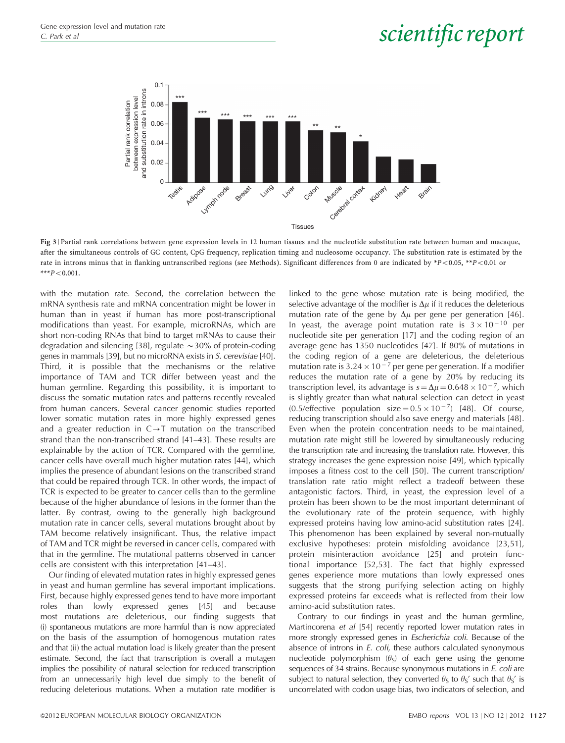Fig 3 | Partial rank correlations between gene expression levels in 12 human tissues and the nucleotide substitution rate between human and macaque, after the simultaneous controls of GC content, CpG frequency, replication timing and nucleosome occupancy. The substitution rate is estimated by the rate in introns minus that in flanking untranscribed regions (see Methods). Significant differences from 0 are indicated by $*P<0.05$, $**P<0.01$ or $***P<0.001$.

with the mutation rate. Second, the correlation between the mRNA synthesis rate and mRNA concentration might be lower in human than in yeast if human has more post-transcriptional modifications than yeast. For example, microRNAs, which are short non-coding RNAs that bind to target mRNAs to cause their degradation and silencing [38], regulate ~30% of protein-coding genes in mammals [39], but no microRNA exists in *S. cerevisiae* [40]. Third, it is possible that the mechanisms or the relative importance of TAM and TCR differ between yeast and the human germline. Regarding this possibility, it is important to discuss the somatic mutation rates and patterns recently revealed from human cancers. Several cancer genomic studies reported lower somatic mutation rates in more highly expressed genes and a greater reduction in C→T mutation on the transcribed strand than the non-transcribed strand [41–43]. These results are explainable by the action of TCR. Compared with the germline, cancer cells have overall much higher mutation rates [44], which implies the presence of abundant lesions on the transcribed strand that could be repaired through TCR. In other words, the impact of TCR is expected to be greater to cancer cells than to the germline because of the higher abundance of lesions in the former than the latter. By contrast, owing to the generally high background mutation rate in cancer cells, several mutations brought about by TAM become relatively insignificant. Thus, the relative impact of TAM and TCR might be reversed in cancer cells, compared with that in the germline. The mutational patterns observed in cancer cells are consistent with this interpretation [41–43].

Our finding of elevated mutation rates in highly expressed genes in yeast and human germline has several important implications. First, because highly expressed genes tend to have more important roles than lowly expressed genes [45] and because most mutations are deleterious, our finding suggests that (i) spontaneous mutations are more harmful than is now appreciated on the basis of the assumption of homogenous mutation rates and that (ii) the actual mutation load is likely greater than the present estimate. Second, the fact that transcription is overall a mutagen implies the possibility of natural selection for reduced transcription from an unnecessarily high level due simply to the benefit of reducing deleterious mutations. When a mutation rate modifier is linked to the gene whose mutation rate is being modified, the selective advantage of the modifier is $\Delta\mu$ if it reduces the deleterious mutation rate of the gene by $\Delta\mu$ per gene per generation [46]. In yeast, the average point mutation rate is $3\times10^{-10}$ per nucleotide site per generation [17] and the coding region of an average gene has 1350 nucleotides [47]. If 80% of mutations in the coding region of a gene are deleterious, the deleterious mutation rate is $3.24\times10^{-7}$ per gene per generation. If a modifier reduces the mutation rate of a gene by 20% by reducing its transcription level, its advantage is $s=\Delta\mu=0.648\times10^{-7}$, which is slightly greater than what natural selection can detect in yeast (0.5/effective population size $=0.5\times10^{-7}$) [48]. Of course, reducing transcription should also save energy and materials [48]. Even when the protein concentration needs to be maintained, mutation rate might still be lowered by simultaneously reducing the transcription rate and increasing the translation rate. However, this strategy increases the gene expression noise [49], which typically imposes a fitness cost to the cell [50]. The current transcription/translation rate ratio might reflect a tradeoff between these antagonistic factors. Third, in yeast, the expression level of a protein has been shown to be the most important determinant of the evolutionary rate of the protein sequence, with highly expressed proteins having low amino-acid substitution rates [24]. This phenomenon has been explained by several non-mutually exclusive hypotheses: protein misfolding avoidance [23,51], protein misinteraction avoidance [25] and protein functional importance [52,53]. The fact that highly expressed genes experience more mutations than lowly expressed ones suggests that the strong purifying selection acting on highly expressed proteins far exceeds what is reflected from their low amino-acid substitution rates.

Contrary to our findings in yeast and the human germline, Martincorena *et al* [54] recently reported lower mutation rates in more strongly expressed genes in *Escherichia coli*. Because of the absence of introns in *E. coli*, these authors calculated synonymous nucleotide polymorphism ($\theta_S$) of each gene using the genome sequences of 34 strains. Because synonymous mutations in *E. coli* are subject to natural selection, they converted $\theta_S$ to $\theta_S'$ such that $\theta_S'$ is uncorrelated with codon usage bias, two indicators of selection, and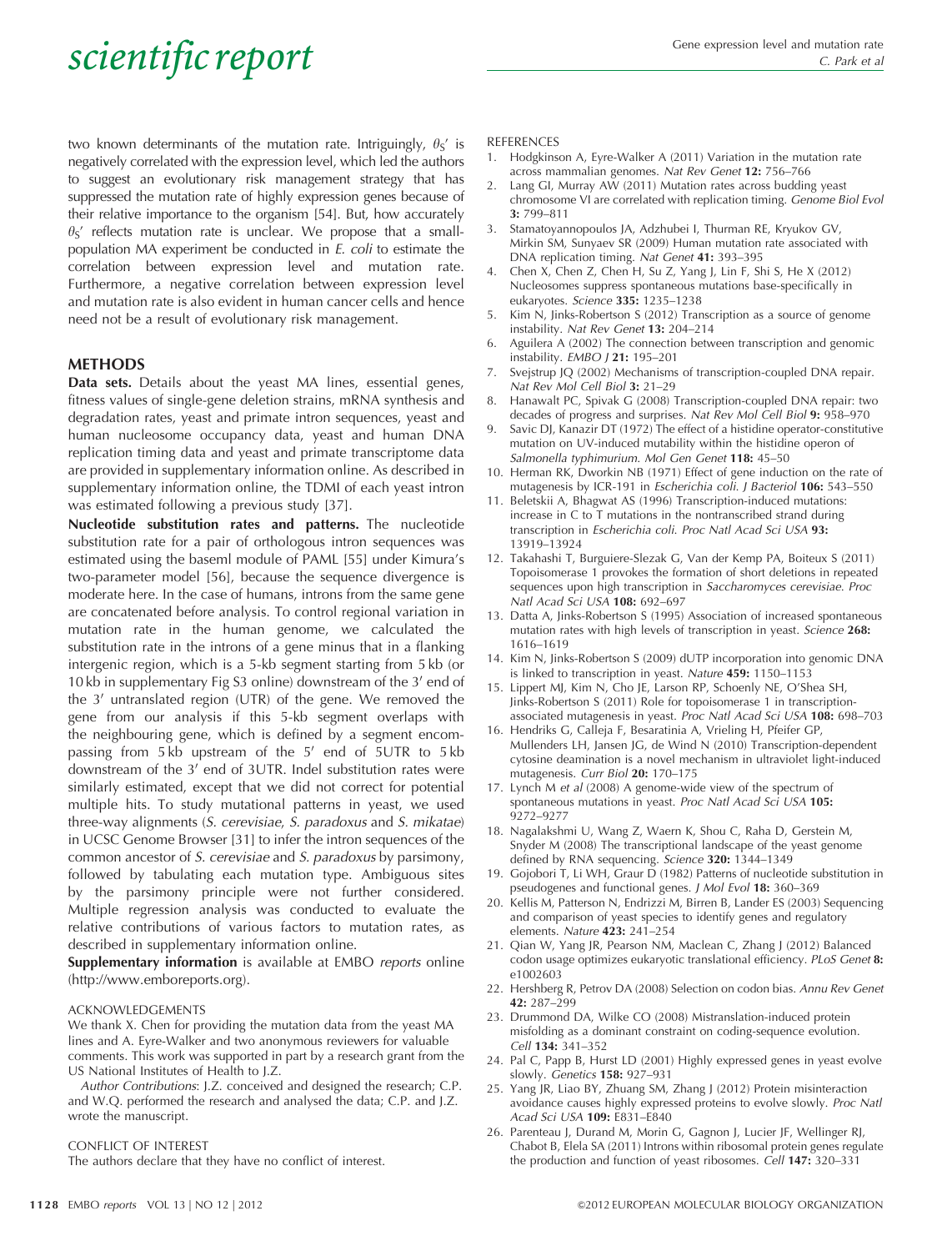two known determinants of the mutation rate. Intriguingly, $\theta_S'$ is negatively correlated with the expression level, which led the authors to suggest an evolutionary risk management strategy that has suppressed the mutation rate of highly expression genes because of their relative importance to the organism [54]. But, how accurately $\theta_S'$ reflects mutation rate is unclear. We propose that a small-population MA experiment be conducted in *E. coli* to estimate the correlation between expression level and mutation rate. Furthermore, a negative correlation between expression level and mutation rate is also evident in human cancer cells and hence need not be a result of evolutionary risk management.

## METHODS

**Data sets.** Details about the yeast MA lines, essential genes, fitness values of single-gene deletion strains, mRNA synthesis and degradation rates, yeast and primate intron sequences, yeast and human nucleosome occupancy data, yeast and human DNA replication timing data and yeast and primate transcriptome data are provided in supplementary information online. As described in supplementary information online, the TDMI of each yeast intron was estimated following a previous study [37].

**Nucleotide substitution rates and patterns.** The nucleotide substitution rate for a pair of orthologous intron sequences was estimated using the baseml module of PAML [55] under Kimura's two-parameter model [56], because the sequence divergence is moderate here. In the case of humans, introns from the same gene are concatenated before analysis. To control regional variation in mutation rate in the human genome, we calculated the substitution rate in the introns of a gene minus that in a flanking intergenic region, which is a 5-kb segment starting from 5 kb (or 10 kb in supplementary Fig S3 online) downstream of the 3′ end of the 3′ untranslated region (UTR) of the gene. We removed the gene from our analysis if this 5-kb segment overlaps with the neighbouring gene, which is defined by a segment encompassing from 5 kb upstream of the 5′ end of 5UTR to 5 kb downstream of the 3′ end of 3UTR. Indel substitution rates were similarly estimated, except that we did not correct for potential multiple hits. To study mutational patterns in yeast, we used three-way alignments (*S. cerevisiae*, *S. paradoxus* and *S. mikatae*) in UCSC Genome Browser [31] to infer the intron sequences of the common ancestor of *S. cerevisiae* and *S. paradoxus* by parsimony, followed by tabulating each mutation type. Ambiguous sites by the parsimony principle were not further considered. Multiple regression analysis was conducted to evaluate the relative contributions of various factors to mutation rates, as described in supplementary information online.

**Supplementary information** is available at EMBO *reports* online (http://www.emboreports.org).

### ACKNOWLEDGEMENTS

We thank X. Chen for providing the mutation data from the yeast MA lines and A. Eyre-Walker and two anonymous reviewers for valuable comments. This work was supported in part by a research grant from the US National Institutes of Health to J.Z.

*Author Contributions*: J.Z. conceived and designed the research; C.P. and W.Q. performed the research and analysed the data; C.P. and J.Z. wrote the manuscript.

### CONFLICT OF INTEREST

The authors declare that they have no conflict of interest.

### REFERENCES

1. Hodgkinson A, Eyre-Walker A (2011) Variation in the mutation rate across mammalian genomes. *Nat Rev Genet* **12:** 756–766
2. Lang GI, Murray AW (2011) Mutation rates across budding yeast chromosome VI are correlated with replication timing. *Genome Biol Evol* **3:** 799–811
3. Stamatoyannopoulos JA, Adzhubei I, Thurman RE, Kryukov GV, Mirkin SM, Sunyaev SR (2009) Human mutation rate associated with DNA replication timing. *Nat Genet* **41:** 393–395
4. Chen X, Chen Z, Chen H, Su Z, Yang J, Lin F, Shi S, He X (2012) Nucleosomes suppress spontaneous mutations base-specifically in eukaryotes. *Science* **335:** 1235–1238
5. Kim N, Jinks-Robertson S (2012) Transcription as a source of genome instability. *Nat Rev Genet* **13:** 204–214
6. Aguilera A (2002) The connection between transcription and genomic instability. *EMBO J* **21:** 195–201
7. Svejstrup JQ (2002) Mechanisms of transcription-coupled DNA repair. *Nat Rev Mol Cell Biol* **3:** 21–29
8. Hanawalt PC, Spivak G (2008) Transcription-coupled DNA repair: two decades of progress and surprises. *Nat Rev Mol Cell Biol* **9:** 958–970
9. Savic DJ, Kanazir DT (1972) The effect of a histidine operator-constitutive mutation on UV-induced mutability within the histidine operon of *Salmonella typhimurium*. *Mol Gen Genet* **118:** 45–50
10. Herman RK, Dworkin NB (1971) Effect of gene induction on the rate of mutagenesis by ICR-191 in *Escherichia coli*. *J Bacteriol* **106:** 543–550
11. Beletskii A, Bhagwat AS (1996) Transcription-induced mutations: increase in C to T mutations in the nontranscribed strand during transcription in *Escherichia coli*. *Proc Natl Acad Sci USA* **93:** 13919–13924
12. Takahashi T, Burguiere-Slezak G, Van der Kemp PA, Boiteux S (2011) Topoisomerase 1 provokes the formation of short deletions in repeated sequences upon high transcription in *Saccharomyces cerevisiae*. *Proc Natl Acad Sci USA* **108:** 692–697
13. Datta A, Jinks-Robertson S (1995) Association of increased spontaneous mutation rates with high levels of transcription in yeast. *Science* **268:** 1616–1619
14. Kim N, Jinks-Robertson S (2009) dUTP incorporation into genomic DNA is linked to transcription in yeast. *Nature* **459:** 1150–1153
15. Lippert MJ, Kim N, Cho JE, Larson RP, Schoenly NE, O'Shea SH, Jinks-Robertson S (2011) Role for topoisomerase 1 in transcription-associated mutagenesis in yeast. *Proc Natl Acad Sci USA* **108:** 698–703
16. Hendriks G, Calleja F, Besaratinia A, Vrieling H, Pfeifer GP, Mullenders LH, Jansen JG, de Wind N (2010) Transcription-dependent cytosine deamination is a novel mechanism in ultraviolet light-induced mutagenesis. *Curr Biol* **20:** 170–175
17. Lynch M *et al* (2008) A genome-wide view of the spectrum of spontaneous mutations in yeast. *Proc Natl Acad Sci USA* **105:** 9272–9277
18. Nagalakshmi U, Wang Z, Waern K, Shou C, Raha D, Gerstein M, Snyder M (2008) The transcriptional landscape of the yeast genome defined by RNA sequencing. *Science* **320:** 1344–1349
19. Gojobori T, Li WH, Graur D (1982) Patterns of nucleotide substitution in pseudogenes and functional genes. *J Mol Evol* **18:** 360–369
20. Kellis M, Patterson N, Endrizzi M, Birren B, Lander ES (2003) Sequencing and comparison of yeast species to identify genes and regulatory elements. *Nature* **423:** 241–254
21. Qian W, Yang JR, Pearson NM, Maclean C, Zhang J (2012) Balanced codon usage optimizes eukaryotic translational efficiency. *PLoS Genet* **8:** e1002603
22. Hershberg R, Petrov DA (2008) Selection on codon bias. *Annu Rev Genet* **42:** 287–299
23. Drummond DA, Wilke CO (2008) Mistranslation-induced protein misfolding as a dominant constraint on coding-sequence evolution. *Cell* **134:** 341–352
24. Pal C, Papp B, Hurst LD (2001) Highly expressed genes in yeast evolve slowly. *Genetics* **158:** 927–931
25. Yang JR, Liao BY, Zhuang SM, Zhang J (2012) Protein misinteraction avoidance causes highly expressed proteins to evolve slowly. *Proc Natl Acad Sci USA* **109:** E831–E840
26. Parenteau J, Durand M, Morin G, Gagnon J, Lucier JF, Wellinger RJ, Chabot B, Elela SA (2011) Introns within ribosomal protein genes regulate the production and function of yeast ribosomes. *Cell* **147:** 320–331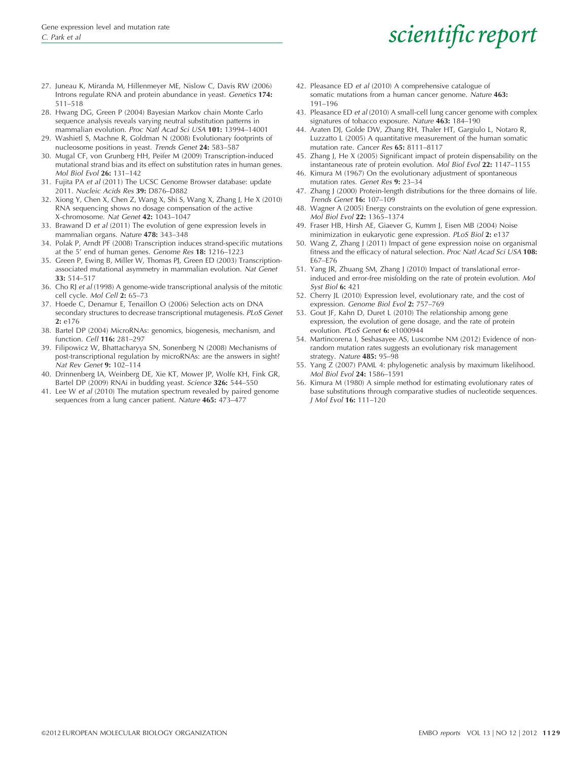27. Juneau K, Miranda M, Hillenmeyer ME, Nislow C, Davis RW (2006) Introns regulate RNA and protein abundance in yeast. *Genetics* **174:** 511–518
28. Hwang DG, Green P (2004) Bayesian Markov chain Monte Carlo sequence analysis reveals varying neutral substitution patterns in mammalian evolution. *Proc Natl Acad Sci USA* **101:** 13994–14001
29. Washietl S, Machne R, Goldman N (2008) Evolutionary footprints of nucleosome positions in yeast. *Trends Genet* **24:** 583–587
30. Mugal CF, von Grunberg HH, Peifer M (2009) Transcription-induced mutational strand bias and its effect on substitution rates in human genes. *Mol Biol Evol* **26:** 131–142
31. Fujita PA *et al* (2011) The UCSC Genome Browser database: update 2011. *Nucleic Acids Res* **39:** D876–D882
32. Xiong Y, Chen X, Chen Z, Wang X, Shi S, Wang X, Zhang J, He X (2010) RNA sequencing shows no dosage compensation of the active X-chromosome. *Nat Genet* **42:** 1043–1047
33. Brawand D *et al* (2011) The evolution of gene expression levels in mammalian organs. *Nature* **478:** 343–348
34. Polak P, Arndt PF (2008) Transcription induces strand-specific mutations at the 5′ end of human genes. *Genome Res* **18:** 1216–1223
35. Green P, Ewing B, Miller W, Thomas PJ, Green ED (2003) Transcription-associated mutational asymmetry in mammalian evolution. *Nat Genet* **33:** 514–517
36. Cho RJ *et al* (1998) A genome-wide transcriptional analysis of the mitotic cell cycle. *Mol Cell* **2:** 65–73
37. Hoede C, Denamur E, Tenaillon O (2006) Selection acts on DNA secondary structures to decrease transcriptional mutagenesis. *PLoS Genet* **2:** e176
38. Bartel DP (2004) MicroRNAs: genomics, biogenesis, mechanism, and function. *Cell* **116:** 281–297
39. Filipowicz W, Bhattacharyya SN, Sonenberg N (2008) Mechanisms of post-transcriptional regulation by microRNAs: are the answers in sight? *Nat Rev Genet* **9:** 102–114
40. Drinnenberg IA, Weinberg DE, Xie KT, Mower JP, Wolfe KH, Fink GR, Bartel DP (2009) RNAi in budding yeast. *Science* **326:** 544–550
41. Lee W *et al* (2010) The mutation spectrum revealed by paired genome sequences from a lung cancer patient. *Nature* **465:** 473–477
42. Pleasance ED *et al* (2010) A comprehensive catalogue of somatic mutations from a human cancer genome. *Nature* **463:** 191–196
43. Pleasance ED *et al* (2010) A small-cell lung cancer genome with complex signatures of tobacco exposure. *Nature* **463:** 184–190
44. Araten DJ, Golde DW, Zhang RH, Thaler HT, Gargiulo L, Notaro R, Luzzatto L (2005) A quantitative measurement of the human somatic mutation rate. *Cancer Res* **65:** 8111–8117
45. Zhang J, He X (2005) Significant impact of protein dispensability on the instantaneous rate of protein evolution. *Mol Biol Evol* **22:** 1147–1155
46. Kimura M (1967) On the evolutionary adjustment of spontaneous mutation rates. *Genet Res* **9:** 23–34
47. Zhang J (2000) Protein-length distributions for the three domains of life. *Trends Genet* **16:** 107–109
48. Wagner A (2005) Energy constraints on the evolution of gene expression. *Mol Biol Evol* **22:** 1365–1374
49. Fraser HB, Hirsh AE, Giaever G, Kumm J, Eisen MB (2004) Noise minimization in eukaryotic gene expression. *PLoS Biol* **2:** e137
50. Wang Z, Zhang J (2011) Impact of gene expression noise on organismal fitness and the efficacy of natural selection. *Proc Natl Acad Sci USA* **108:** E67–E76
51. Yang JR, Zhuang SM, Zhang J (2010) Impact of translational error-induced and error-free misfolding on the rate of protein evolution. *Mol Syst Biol* **6:** 421
52. Cherry JL (2010) Expression level, evolutionary rate, and the cost of expression. *Genome Biol Evol* **2:** 757–769
53. Gout JF, Kahn D, Duret L (2010) The relationship among gene expression, the evolution of gene dosage, and the rate of protein evolution. *PLoS Genet* **6:** e1000944
54. Martincorena I, Seshasayee AS, Luscombe NM (2012) Evidence of non-random mutation rates suggests an evolutionary risk management strategy. *Nature* **485:** 95–98
55. Yang Z (2007) PAML 4: phylogenetic analysis by maximum likelihood. *Mol Biol Evol* **24:** 1586–1591
56. Kimura M (1980) A simple method for estimating evolutionary rates of base substitutions through comparative studies of nucleotide sequences. *J Mol Evol* **16:** 111–120